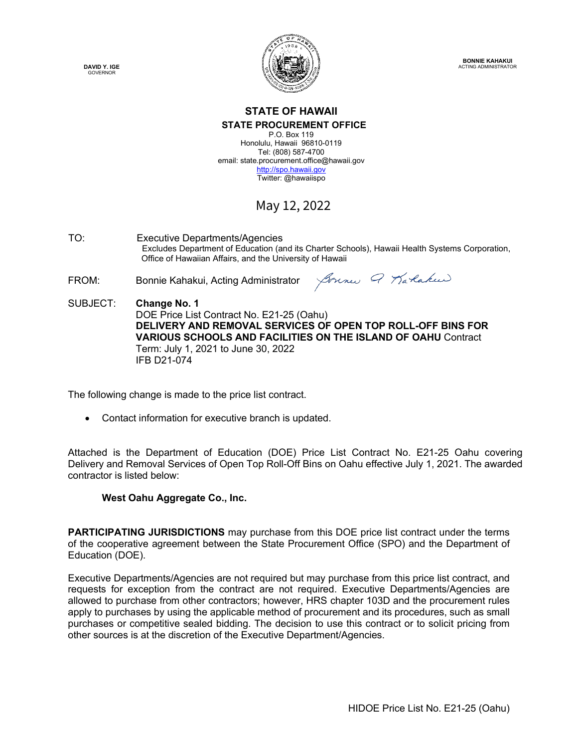DAVID Y. IGE
GOVERNOR

BONNIE KAHAKUI
ACTING ADMINISTRATOR

**STATE OF HAWAII**
**STATE PROCUREMENT OFFICE**
P.O. Box 119
Honolulu, Hawaii 96810-0119
Tel: (808) 587-4700
email: state.procurement.office@hawaii.gov
http://spo.hawaii.gov
Twitter: @hawaiispo

May 12, 2022

TO: Executive Departments/Agencies
Excludes Department of Education (and its Charter Schools), Hawaii Health Systems Corporation, Office of Hawaiian Affairs, and the University of Hawaii

FROM: Bonnie Kahakui, Acting Administrator

SUBJECT: **Change No. 1**
DOE Price List Contract No. E21-25 (Oahu)
**DELIVERY AND REMOVAL SERVICES OF OPEN TOP ROLL-OFF BINS FOR VARIOUS SCHOOLS AND FACILITIES ON THE ISLAND OF OAHU** Contract
Term: July 1, 2021 to June 30, 2022
IFB D21-074

The following change is made to the price list contract.

- Contact information for executive branch is updated.

Attached is the Department of Education (DOE) Price List Contract No. E21-25 Oahu covering Delivery and Removal Services of Open Top Roll-Off Bins on Oahu effective July 1, 2021. The awarded contractor is listed below:

**West Oahu Aggregate Co., Inc.**

**PARTICIPATING JURISDICTIONS** may purchase from this DOE price list contract under the terms of the cooperative agreement between the State Procurement Office (SPO) and the Department of Education (DOE).

Executive Departments/Agencies are not required but may purchase from this price list contract, and requests for exception from the contract are not required. Executive Departments/Agencies are allowed to purchase from other contractors; however, HRS chapter 103D and the procurement rules apply to purchases by using the applicable method of procurement and its procedures, such as small purchases or competitive sealed bidding. The decision to use this contract or to solicit pricing from other sources is at the discretion of the Executive Department/Agencies.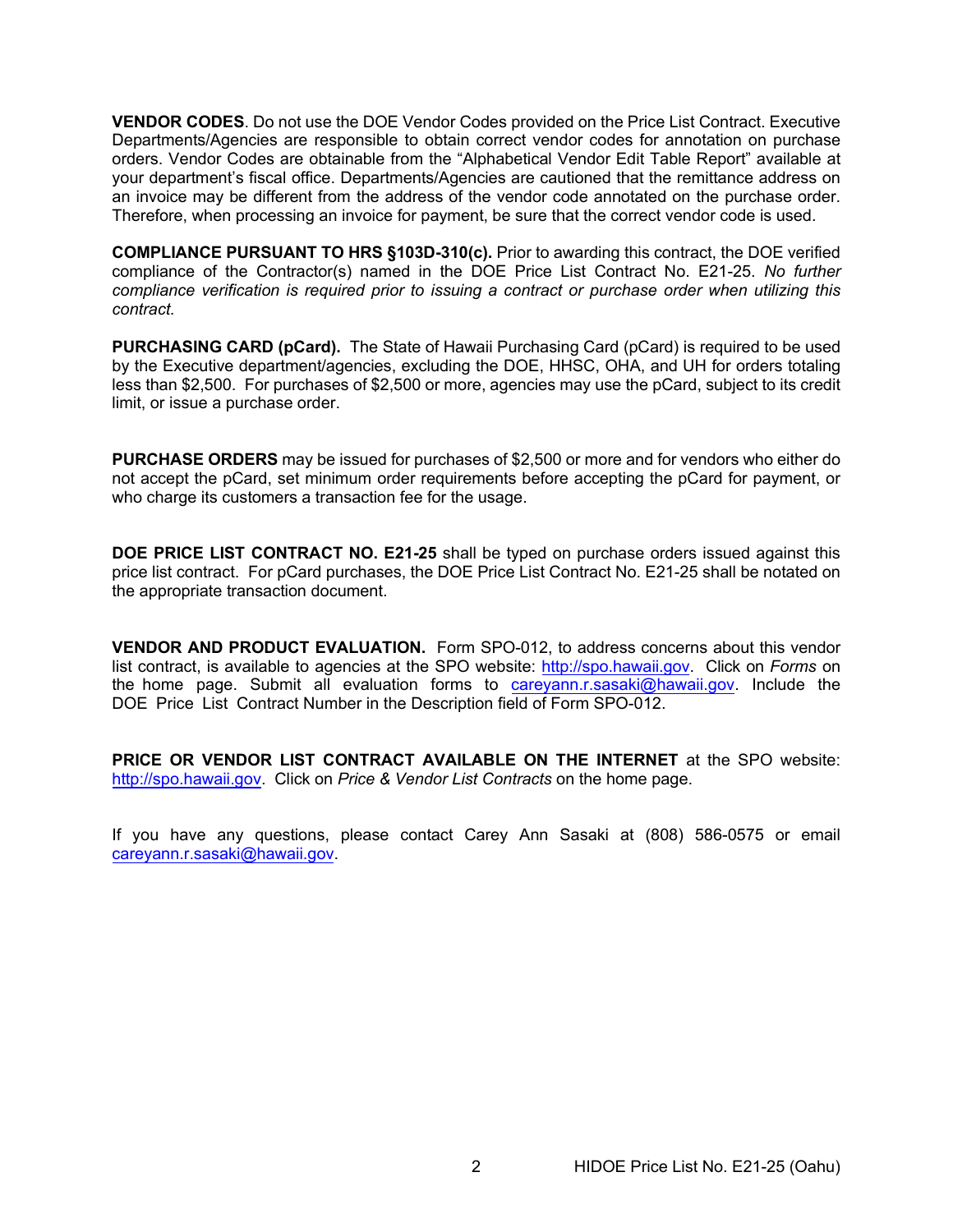**VENDOR CODES**. Do not use the DOE Vendor Codes provided on the Price List Contract. Executive Departments/Agencies are responsible to obtain correct vendor codes for annotation on purchase orders. Vendor Codes are obtainable from the "Alphabetical Vendor Edit Table Report" available at your department's fiscal office. Departments/Agencies are cautioned that the remittance address on an invoice may be different from the address of the vendor code annotated on the purchase order. Therefore, when processing an invoice for payment, be sure that the correct vendor code is used.

**COMPLIANCE PURSUANT TO HRS §103D-310(c).** Prior to awarding this contract, the DOE verified compliance of the Contractor(s) named in the DOE Price List Contract No. E21-25. *No further compliance verification is required prior to issuing a contract or purchase order when utilizing this contract.*

**PURCHASING CARD (pCard).** The State of Hawaii Purchasing Card (pCard) is required to be used by the Executive department/agencies, excluding the DOE, HHSC, OHA, and UH for orders totaling less than $2,500. For purchases of $2,500 or more, agencies may use the pCard, subject to its credit limit, or issue a purchase order.

**PURCHASE ORDERS** may be issued for purchases of $2,500 or more and for vendors who either do not accept the pCard, set minimum order requirements before accepting the pCard for payment, or who charge its customers a transaction fee for the usage.

**DOE PRICE LIST CONTRACT NO. E21-25** shall be typed on purchase orders issued against this price list contract. For pCard purchases, the DOE Price List Contract No. E21-25 shall be notated on the appropriate transaction document.

**VENDOR AND PRODUCT EVALUATION.** Form SPO-012, to address concerns about this vendor list contract, is available to agencies at the SPO website: http://spo.hawaii.gov. Click on *Forms* on the home page. Submit all evaluation forms to careyann.r.sasaki@hawaii.gov. Include the DOE Price List Contract Number in the Description field of Form SPO-012.

**PRICE OR VENDOR LIST CONTRACT AVAILABLE ON THE INTERNET** at the SPO website: http://spo.hawaii.gov. Click on *Price & Vendor List Contracts* on the home page.

If you have any questions, please contact Carey Ann Sasaki at (808) 586-0575 or email careyann.r.sasaki@hawaii.gov.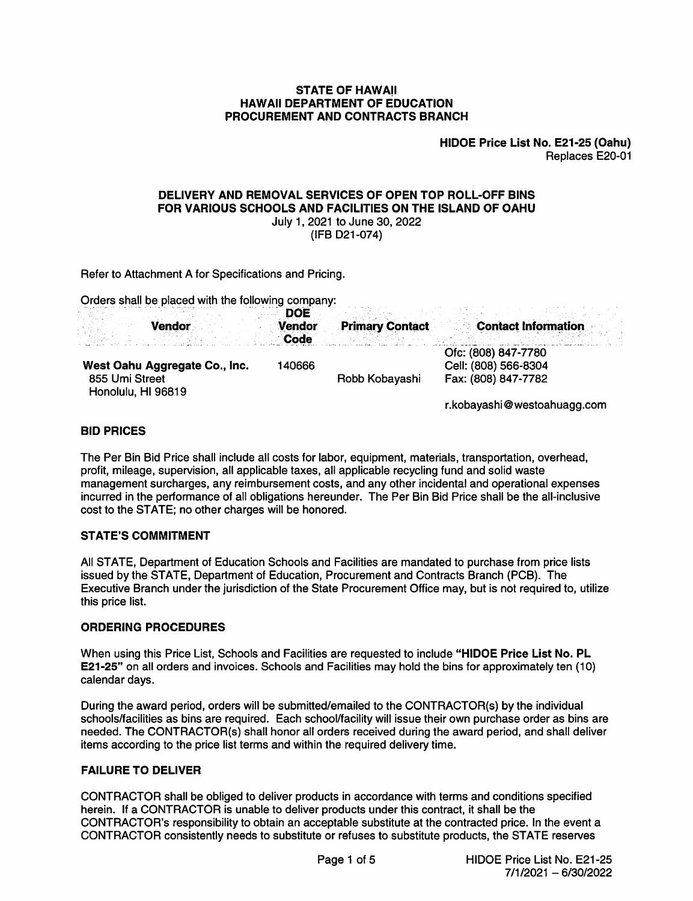**STATE OF HAWAII**
**HAWAII DEPARTMENT OF EDUCATION**
**PROCUREMENT AND CONTRACTS BRANCH**

**HIDOE Price List No. E21-25 (Oahu)**
Replaces E20-01

**DELIVERY AND REMOVAL SERVICES OF OPEN TOP ROLL-OFF BINS FOR VARIOUS SCHOOLS AND FACILITIES ON THE ISLAND OF OAHU**
July 1, 2021 to June 30, 2022
(IFB D21-074)

Refer to Attachment A for Specifications and Pricing.

Orders shall be placed with the following company:

| Vendor | DOE Vendor Code | Primary Contact | Contact Information |
|---|---|---|---|
| **West Oahu Aggregate Co., Inc.**<br>855 Umi Street<br>Honolulu, HI 96819 | 140666 | Robb Kobayashi | Ofc: (808) 847-7780<br>Cell: (808) 566-8304<br>Fax: (808) 847-7782<br>r.kobayashi@westoahuagg.com |

## BID PRICES

The Per Bin Bid Price shall include all costs for labor, equipment, materials, transportation, overhead, profit, mileage, supervision, all applicable taxes, all applicable recycling fund and solid waste management surcharges, any reimbursement costs, and any other incidental and operational expenses incurred in the performance of all obligations hereunder. The Per Bin Bid Price shall be the all-inclusive cost to the STATE; no other charges will be honored.

## STATE'S COMMITMENT

All STATE, Department of Education Schools and Facilities are mandated to purchase from price lists issued by the STATE, Department of Education, Procurement and Contracts Branch (PCB). The Executive Branch under the jurisdiction of the State Procurement Office may, but is not required to, utilize this price list.

## ORDERING PROCEDURES

When using this Price List, Schools and Facilities are requested to include **"HIDOE Price List No. PL E21-25"** on all orders and invoices. Schools and Facilities may hold the bins for approximately ten (10) calendar days.

During the award period, orders will be submitted/emailed to the CONTRACTOR(s) by the individual schools/facilities as bins are required. Each school/facility will issue their own purchase order as bins are needed. The CONTRACTOR(s) shall honor all orders received during the award period, and shall deliver items according to the price list terms and within the required delivery time.

## FAILURE TO DELIVER

CONTRACTOR shall be obliged to deliver products in accordance with terms and conditions specified herein. If a CONTRACTOR is unable to deliver products under this contract, it shall be the CONTRACTOR's responsibility to obtain an acceptable substitute at the contracted price. In the event a CONTRACTOR consistently needs to substitute or refuses to substitute products, the STATE reserves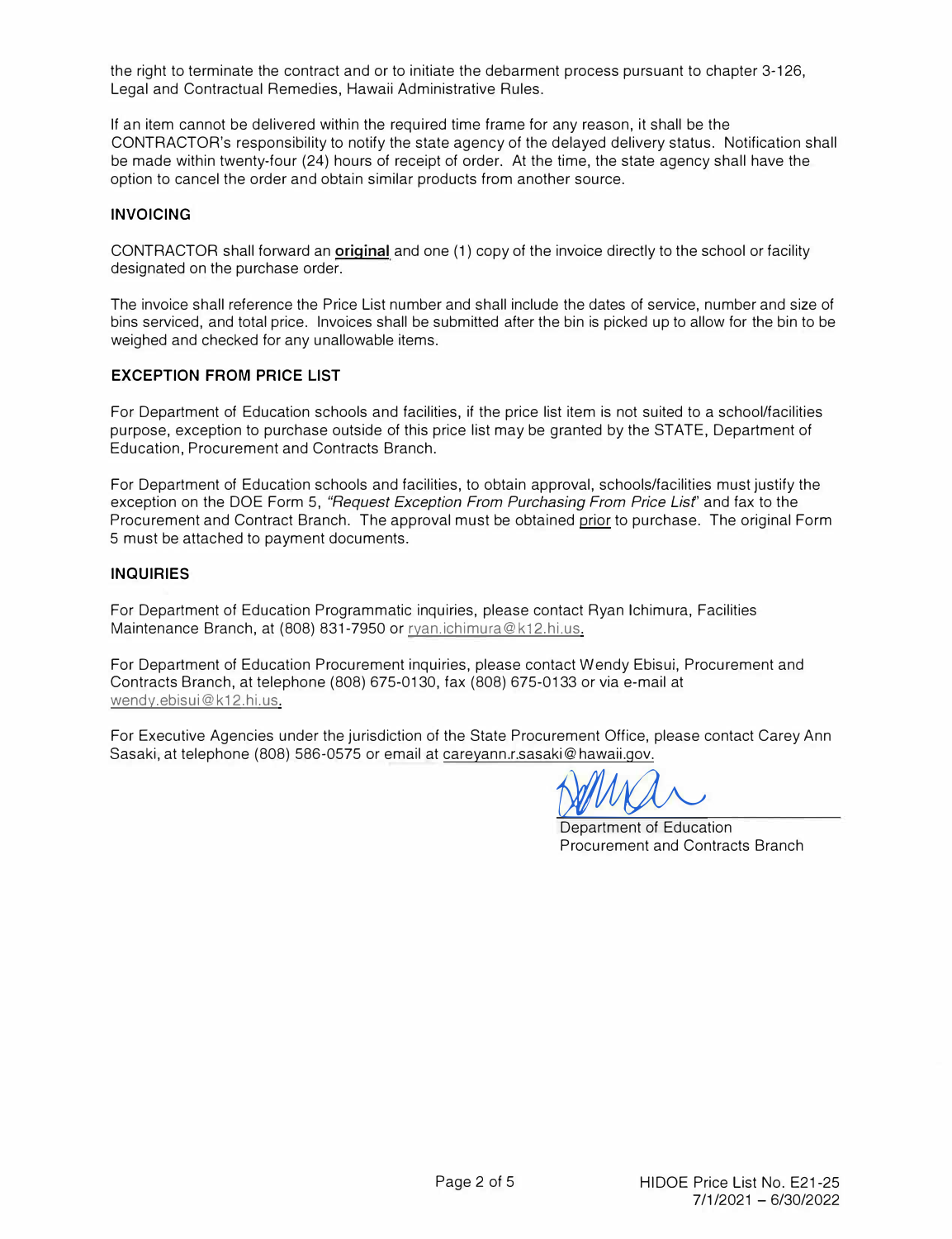the right to terminate the contract and or to initiate the debarment process pursuant to chapter 3-126, Legal and Contractual Remedies, Hawaii Administrative Rules.

If an item cannot be delivered within the required time frame for any reason, it shall be the CONTRACTOR's responsibility to notify the state agency of the delayed delivery status. Notification shall be made within twenty-four (24) hours of receipt of order. At the time, the state agency shall have the option to cancel the order and obtain similar products from another source.

**INVOICING**

CONTRACTOR shall forward an **original** and one (1) copy of the invoice directly to the school or facility designated on the purchase order.

The invoice shall reference the Price List number and shall include the dates of service, number and size of bins serviced, and total price. Invoices shall be submitted after the bin is picked up to allow for the bin to be weighed and checked for any unallowable items.

**EXCEPTION FROM PRICE LIST**

For Department of Education schools and facilities, if the price list item is not suited to a school/facilities purpose, exception to purchase outside of this price list may be granted by the STATE, Department of Education, Procurement and Contracts Branch.

For Department of Education schools and facilities, to obtain approval, schools/facilities must justify the exception on the DOE Form 5, *"Request Exception From Purchasing From Price List"* and fax to the Procurement and Contract Branch. The approval must be obtained prior to purchase. The original Form 5 must be attached to payment documents.

**INQUIRIES**

For Department of Education Programmatic inquiries, please contact Ryan Ichimura, Facilities Maintenance Branch, at (808) 831-7950 or ryan.ichimura@k12.hi.us.

For Department of Education Procurement inquiries, please contact Wendy Ebisui, Procurement and Contracts Branch, at telephone (808) 675-0130, fax (808) 675-0133 or via e-mail at wendy.ebisui@k12.hi.us.

For Executive Agencies under the jurisdiction of the State Procurement Office, please contact Carey Ann Sasaki, at telephone (808) 586-0575 or email at careyann.r.sasaki@hawaii.gov.

Department of Education
Procurement and Contracts Branch

HIDOE Price List No. E21-25
7/1/2021 – 6/30/2022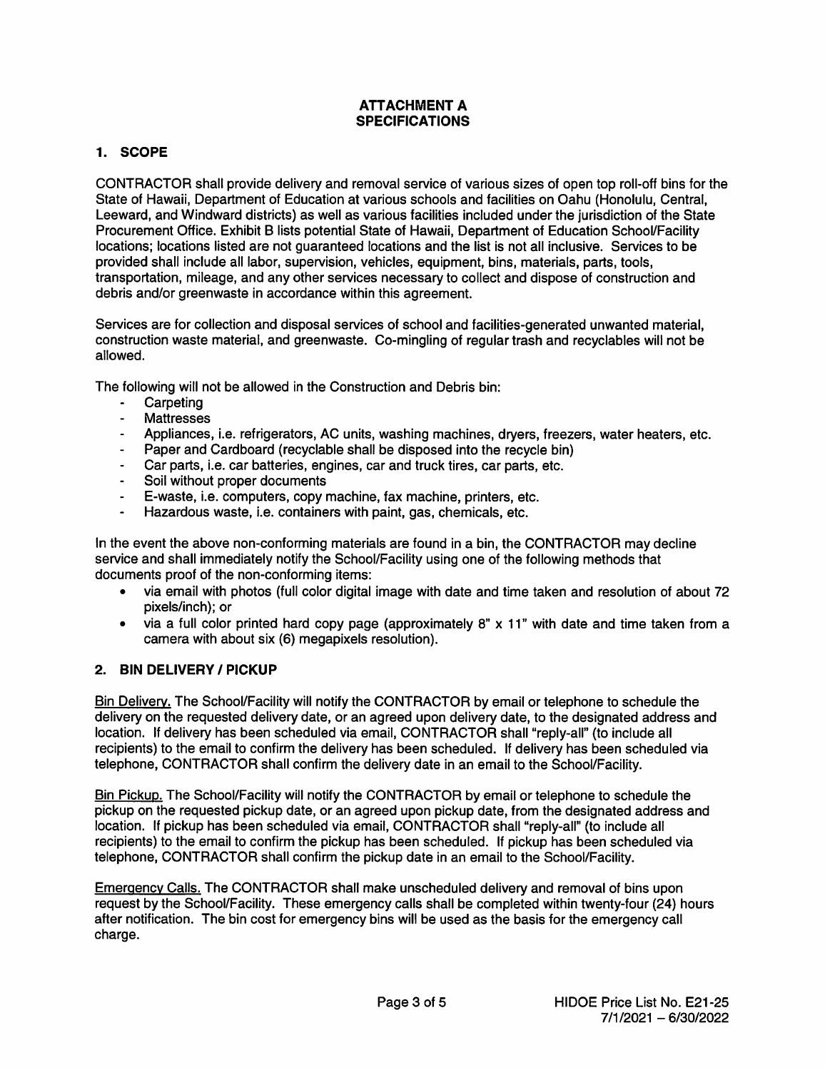# ATTACHMENT A
# SPECIFICATIONS

## 1. SCOPE

CONTRACTOR shall provide delivery and removal service of various sizes of open top roll-off bins for the State of Hawaii, Department of Education at various schools and facilities on Oahu (Honolulu, Central, Leeward, and Windward districts) as well as various facilities included under the jurisdiction of the State Procurement Office. Exhibit B lists potential State of Hawaii, Department of Education School/Facility locations; locations listed are not guaranteed locations and the list is not all inclusive. Services to be provided shall include all labor, supervision, vehicles, equipment, bins, materials, parts, tools, transportation, mileage, and any other services necessary to collect and dispose of construction and debris and/or greenwaste in accordance within this agreement.

Services are for collection and disposal services of school and facilities-generated unwanted material, construction waste material, and greenwaste. Co-mingling of regular trash and recyclables will not be allowed.

The following will not be allowed in the Construction and Debris bin:

- Carpeting
- Mattresses
- Appliances, i.e. refrigerators, AC units, washing machines, dryers, freezers, water heaters, etc.
- Paper and Cardboard (recyclable shall be disposed into the recycle bin)
- Car parts, i.e. car batteries, engines, car and truck tires, car parts, etc.
- Soil without proper documents
- E-waste, i.e. computers, copy machine, fax machine, printers, etc.
- Hazardous waste, i.e. containers with paint, gas, chemicals, etc.

In the event the above non-conforming materials are found in a bin, the CONTRACTOR may decline service and shall immediately notify the School/Facility using one of the following methods that documents proof of the non-conforming items:

- via email with photos (full color digital image with date and time taken and resolution of about 72 pixels/inch); or
- via a full color printed hard copy page (approximately 8" x 11" with date and time taken from a camera with about six (6) megapixels resolution).

## 2. BIN DELIVERY / PICKUP

Bin Delivery. The School/Facility will notify the CONTRACTOR by email or telephone to schedule the delivery on the requested delivery date, or an agreed upon delivery date, to the designated address and location. If delivery has been scheduled via email, CONTRACTOR shall "reply-all" (to include all recipients) to the email to confirm the delivery has been scheduled. If delivery has been scheduled via telephone, CONTRACTOR shall confirm the delivery date in an email to the School/Facility.

Bin Pickup. The School/Facility will notify the CONTRACTOR by email or telephone to schedule the pickup on the requested pickup date, or an agreed upon pickup date, from the designated address and location. If pickup has been scheduled via email, CONTRACTOR shall "reply-all" (to include all recipients) to the email to confirm the pickup has been scheduled. If pickup has been scheduled via telephone, CONTRACTOR shall confirm the pickup date in an email to the School/Facility.

Emergency Calls. The CONTRACTOR shall make unscheduled delivery and removal of bins upon request by the School/Facility. These emergency calls shall be completed within twenty-four (24) hours after notification. The bin cost for emergency bins will be used as the basis for the emergency call charge.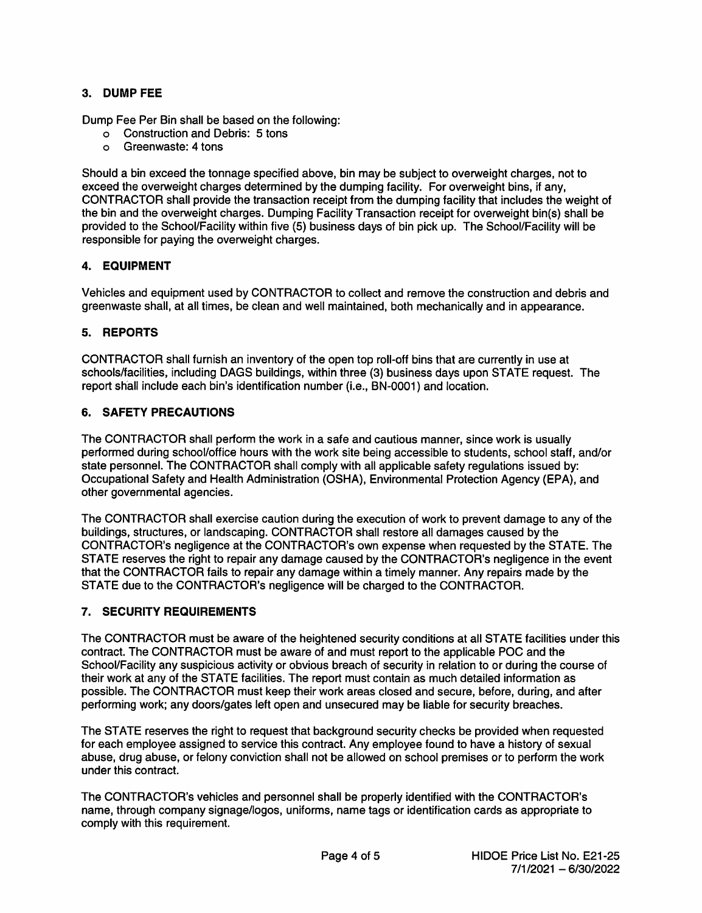## 3. DUMP FEE

Dump Fee Per Bin shall be based on the following:

- Construction and Debris: 5 tons
- Greenwaste: 4 tons

Should a bin exceed the tonnage specified above, bin may be subject to overweight charges, not to exceed the overweight charges determined by the dumping facility. For overweight bins, if any, CONTRACTOR shall provide the transaction receipt from the dumping facility that includes the weight of the bin and the overweight charges. Dumping Facility Transaction receipt for overweight bin(s) shall be provided to the School/Facility within five (5) business days of bin pick up. The School/Facility will be responsible for paying the overweight charges.

## 4. EQUIPMENT

Vehicles and equipment used by CONTRACTOR to collect and remove the construction and debris and greenwaste shall, at all times, be clean and well maintained, both mechanically and in appearance.

## 5. REPORTS

CONTRACTOR shall furnish an inventory of the open top roll-off bins that are currently in use at schools/facilities, including DAGS buildings, within three (3) business days upon STATE request. The report shall include each bin's identification number (i.e., BN-0001) and location.

## 6. SAFETY PRECAUTIONS

The CONTRACTOR shall perform the work in a safe and cautious manner, since work is usually performed during school/office hours with the work site being accessible to students, school staff, and/or state personnel. The CONTRACTOR shall comply with all applicable safety regulations issued by: Occupational Safety and Health Administration (OSHA), Environmental Protection Agency (EPA), and other governmental agencies.

The CONTRACTOR shall exercise caution during the execution of work to prevent damage to any of the buildings, structures, or landscaping. CONTRACTOR shall restore all damages caused by the CONTRACTOR's negligence at the CONTRACTOR's own expense when requested by the STATE. The STATE reserves the right to repair any damage caused by the CONTRACTOR's negligence in the event that the CONTRACTOR fails to repair any damage within a timely manner. Any repairs made by the STATE due to the CONTRACTOR's negligence will be charged to the CONTRACTOR.

## 7. SECURITY REQUIREMENTS

The CONTRACTOR must be aware of the heightened security conditions at all STATE facilities under this contract. The CONTRACTOR must be aware of and must report to the applicable POC and the School/Facility any suspicious activity or obvious breach of security in relation to or during the course of their work at any of the STATE facilities. The report must contain as much detailed information as possible. The CONTRACTOR must keep their work areas closed and secure, before, during, and after performing work; any doors/gates left open and unsecured may be liable for security breaches.

The STATE reserves the right to request that background security checks be provided when requested for each employee assigned to service this contract. Any employee found to have a history of sexual abuse, drug abuse, or felony conviction shall not be allowed on school premises or to perform the work under this contract.

The CONTRACTOR's vehicles and personnel shall be properly identified with the CONTRACTOR's name, through company signage/logos, uniforms, name tags or identification cards as appropriate to comply with this requirement.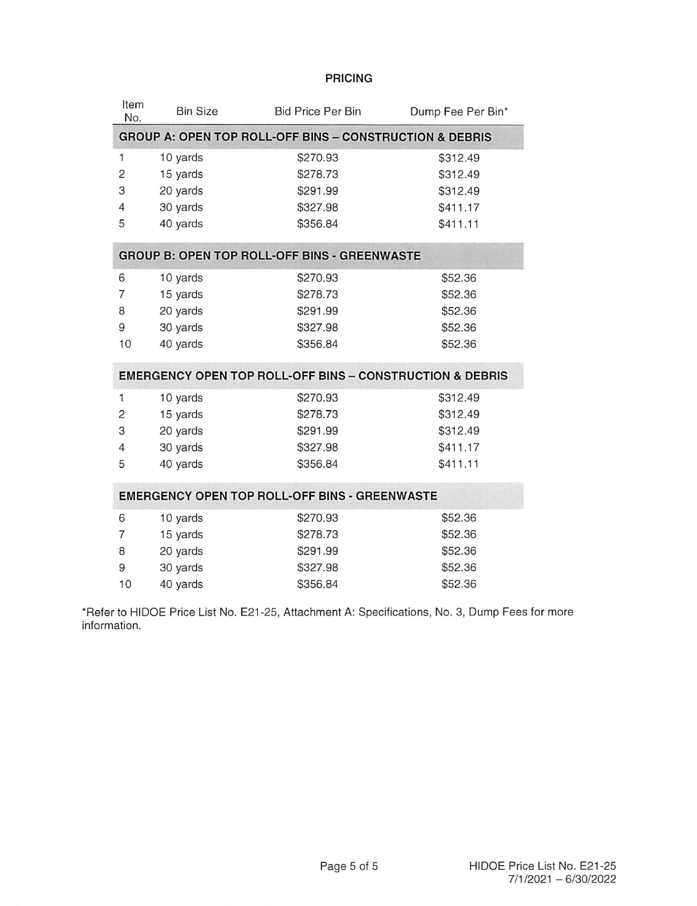## PRICING

| Item No. | Bin Size | Bid Price Per Bin | Dump Fee Per Bin* |
|---|---|---|---|
| **GROUP A: OPEN TOP ROLL-OFF BINS – CONSTRUCTION & DEBRIS** | | | |
| 1 | 10 yards | $270.93 | $312.49 |
| 2 | 15 yards | $278.73 | $312.49 |
| 3 | 20 yards | $291.99 | $312.49 |
| 4 | 30 yards | $327.98 | $411.17 |
| 5 | 40 yards | $356.84 | $411.11 |
| **GROUP B: OPEN TOP ROLL-OFF BINS - GREENWASTE** | | | |
| 6 | 10 yards | $270.93 | $52.36 |
| 7 | 15 yards | $278.73 | $52.36 |
| 8 | 20 yards | $291.99 | $52.36 |
| 9 | 30 yards | $327.98 | $52.36 |
| 10 | 40 yards | $356.84 | $52.36 |
| **EMERGENCY OPEN TOP ROLL-OFF BINS – CONSTRUCTION & DEBRIS** | | | |
| 1 | 10 yards | $270.93 | $312.49 |
| 2 | 15 yards | $278.73 | $312.49 |
| 3 | 20 yards | $291.99 | $312.49 |
| 4 | 30 yards | $327.98 | $411.17 |
| 5 | 40 yards | $356.84 | $411.11 |
| **EMERGENCY OPEN TOP ROLL-OFF BINS - GREENWASTE** | | | |
| 6 | 10 yards | $270.93 | $52.36 |
| 7 | 15 yards | $278.73 | $52.36 |
| 8 | 20 yards | $291.99 | $52.36 |
| 9 | 30 yards | $327.98 | $52.36 |
| 10 | 40 yards | $356.84 | $52.36 |

*Refer to HIDOE Price List No. E21-25, Attachment A: Specifications, No. 3, Dump Fees for more information.